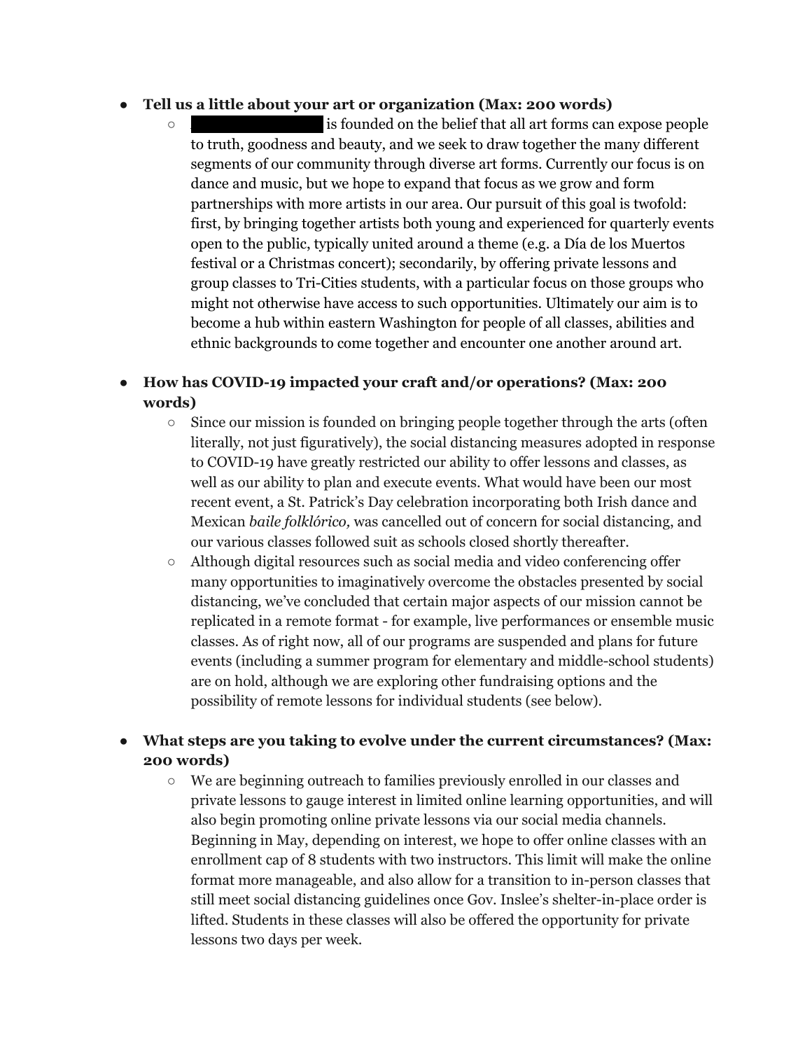- **Tell us a little about your art or organization (Max: 200 words)**
    - ████████ is founded on the belief that all art forms can expose people to truth, goodness and beauty, and we seek to draw together the many different segments of our community through diverse art forms. Currently our focus is on dance and music, but we hope to expand that focus as we grow and form partnerships with more artists in our area. Our pursuit of this goal is twofold: first, by bringing together artists both young and experienced for quarterly events open to the public, typically united around a theme (e.g. a Día de los Muertos festival or a Christmas concert); secondarily, by offering private lessons and group classes to Tri-Cities students, with a particular focus on those groups who might not otherwise have access to such opportunities. Ultimately our aim is to become a hub within eastern Washington for people of all classes, abilities and ethnic backgrounds to come together and encounter one another around art.

- **How has COVID-19 impacted your craft and/or operations? (Max: 200 words)**
    - Since our mission is founded on bringing people together through the arts (often literally, not just figuratively), the social distancing measures adopted in response to COVID-19 have greatly restricted our ability to offer lessons and classes, as well as our ability to plan and execute events. What would have been our most recent event, a St. Patrick's Day celebration incorporating both Irish dance and Mexican *baile folklórico,* was cancelled out of concern for social distancing, and our various classes followed suit as schools closed shortly thereafter.
    - Although digital resources such as social media and video conferencing offer many opportunities to imaginatively overcome the obstacles presented by social distancing, we've concluded that certain major aspects of our mission cannot be replicated in a remote format - for example, live performances or ensemble music classes. As of right now, all of our programs are suspended and plans for future events (including a summer program for elementary and middle-school students) are on hold, although we are exploring other fundraising options and the possibility of remote lessons for individual students (see below).

- **What steps are you taking to evolve under the current circumstances? (Max: 200 words)**
    - We are beginning outreach to families previously enrolled in our classes and private lessons to gauge interest in limited online learning opportunities, and will also begin promoting online private lessons via our social media channels. Beginning in May, depending on interest, we hope to offer online classes with an enrollment cap of 8 students with two instructors. This limit will make the online format more manageable, and also allow for a transition to in-person classes that still meet social distancing guidelines once Gov. Inslee's shelter-in-place order is lifted. Students in these classes will also be offered the opportunity for private lessons two days per week.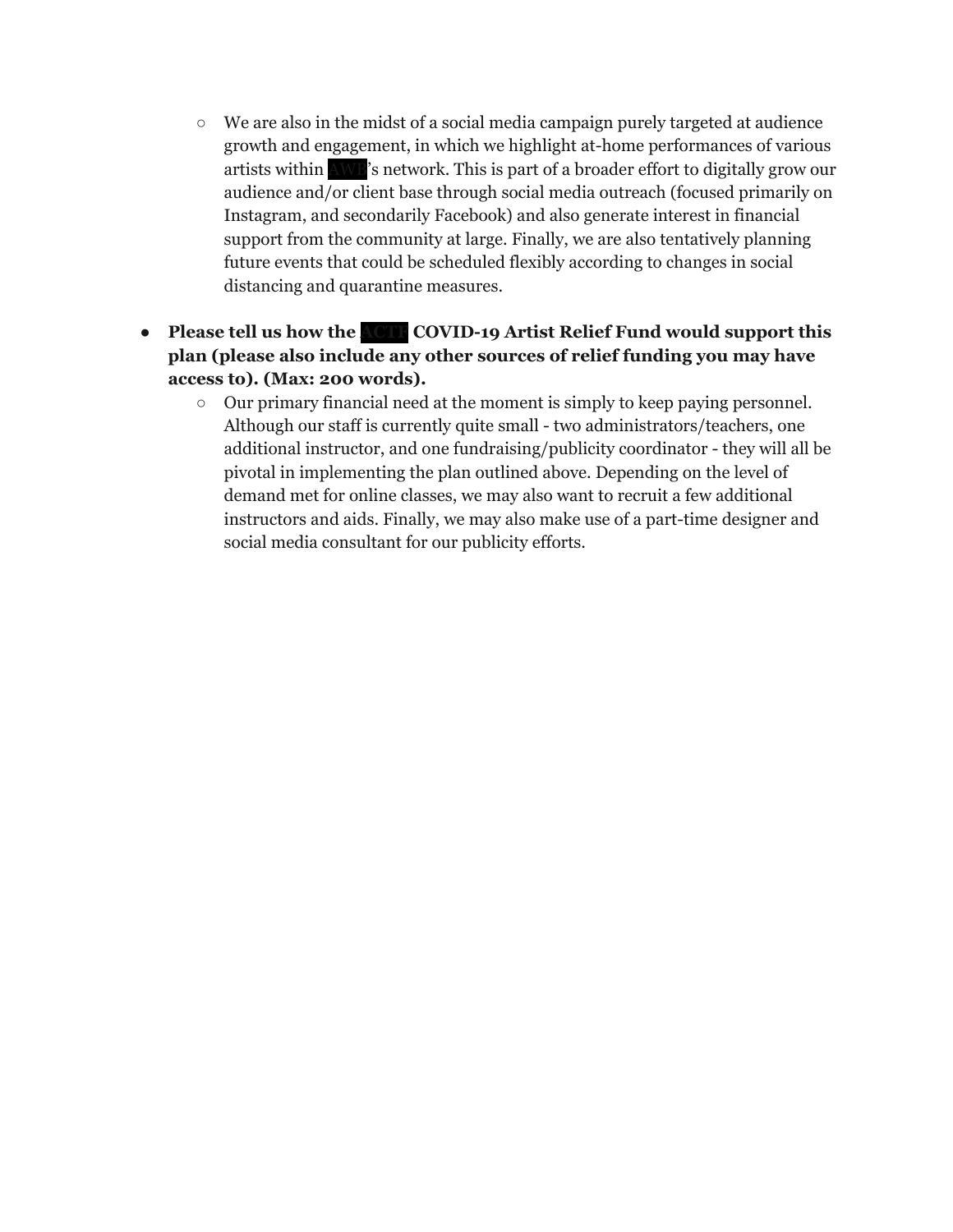- We are also in the midst of a social media campaign purely targeted at audience growth and engagement, in which we highlight at-home performances of various artists within AWF's network. This is part of a broader effort to digitally grow our audience and/or client base through social media outreach (focused primarily on Instagram, and secondarily Facebook) and also generate interest in financial support from the community at large. Finally, we are also tentatively planning future events that could be scheduled flexibly according to changes in social distancing and quarantine measures.

- **Please tell us how the ACTF COVID-19 Artist Relief Fund would support this plan (please also include any other sources of relief funding you may have access to). (Max: 200 words).**
  - Our primary financial need at the moment is simply to keep paying personnel. Although our staff is currently quite small - two administrators/teachers, one additional instructor, and one fundraising/publicity coordinator - they will all be pivotal in implementing the plan outlined above. Depending on the level of demand met for online classes, we may also want to recruit a few additional instructors and aids. Finally, we may also make use of a part-time designer and social media consultant for our publicity efforts.